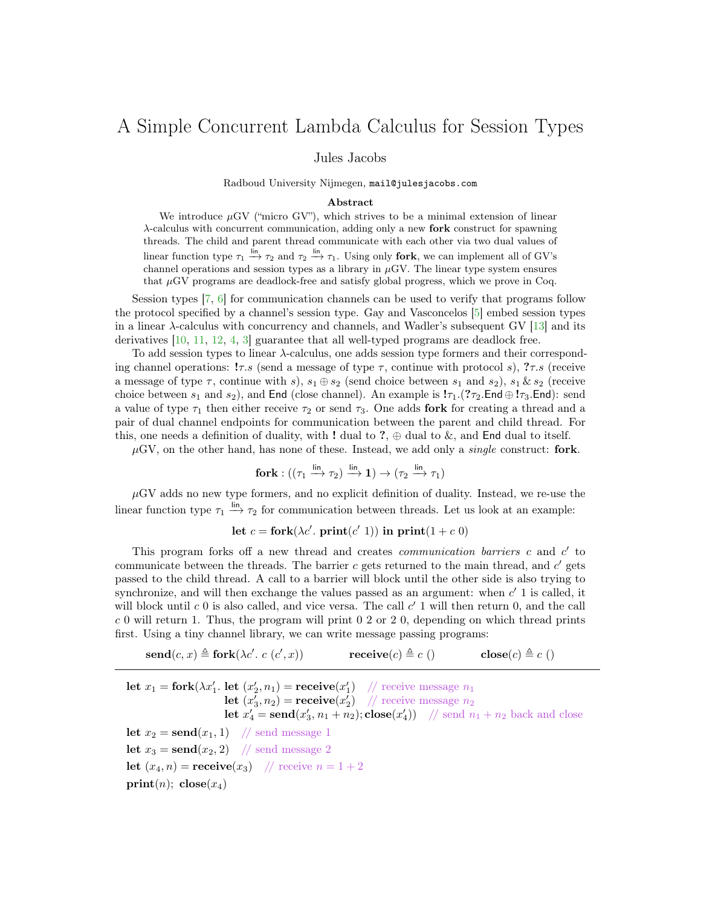# A Simple Concurrent Lambda Calculus for Session Types

Jules Jacobs

Radboud University Nijmegen, `mail@julesjacobs.com`

**Abstract**

We introduce $\mu$GV ("micro GV"), which strives to be a minimal extension of linear $\lambda$-calculus with concurrent communication, adding only a new **fork** construct for spawning threads. The child and parent thread communicate with each other via two dual values of linear function type $\tau_1 \xrightarrow{\mathsf{lin}} \tau_2$ and $\tau_2 \xrightarrow{\mathsf{lin}} \tau_1$. Using only **fork**, we can implement all of GV's channel operations and session types as a library in $\mu$GV. The linear type system ensures that $\mu$GV programs are deadlock-free and satisfy global progress, which we prove in Coq.

Session types [7, 6] for communication channels can be used to verify that programs follow the protocol specified by a channel's session type. Gay and Vasconcelos [5] embed session types in a linear $\lambda$-calculus with concurrency and channels, and Wadler's subsequent GV [13] and its derivatives [10, 11, 12, 4, 3] guarantee that all well-typed programs are deadlock free.

To add session types to linear $\lambda$-calculus, one adds session type formers and their corresponding channel operations: $\mathbf{!}\tau.s$ (send a message of type $\tau$, continue with protocol $s$), $\mathbf{?}\tau.s$ (receive a message of type $\tau$, continue with $s$), $s_1 \oplus s_2$ (send choice between $s_1$ and $s_2$), $s_1 \,\&\, s_2$ (receive choice between $s_1$ and $s_2$), and $\mathsf{End}$ (close channel). An example is $\mathbf{!}\tau_1.(\mathbf{?}\tau_2.\mathsf{End} \oplus \mathbf{!}\tau_3.\mathsf{End})$: send a value of type $\tau_1$ then either receive $\tau_2$ or send $\tau_3$. One adds **fork** for creating a thread and a pair of dual channel endpoints for communication between the parent and child thread. For this, one needs a definition of duality, with $\mathbf{!}$ dual to $\mathbf{?}$, $\oplus$ dual to $\&$, and $\mathsf{End}$ dual to itself.

$\mu$GV, on the other hand, has none of these. Instead, we add only a *single* construct: **fork**.

$$\mathbf{fork} : ((\tau_1 \xrightarrow{\mathsf{lin}} \tau_2) \xrightarrow{\mathsf{lin}} \mathbf{1}) \to (\tau_2 \xrightarrow{\mathsf{lin}} \tau_1)$$

$\mu$GV adds no new type formers, and no explicit definition of duality. Instead, we re-use the linear function type $\tau_1 \xrightarrow{\mathsf{lin}} \tau_2$ for communication between threads. Let us look at an example:

$$\mathbf{let}\ c = \mathbf{fork}(\lambda c'.\ \mathbf{print}(c'\ 1))\ \mathbf{in}\ \mathbf{print}(1 + c\ 0)$$

This program forks off a new thread and creates *communication barriers* $c$ and $c'$ to communicate between the threads. The barrier $c$ gets returned to the main thread, and $c'$ gets passed to the child thread. A call to a barrier will block until the other side is also trying to synchronize, and will then exchange the values passed as an argument: when $c'\ 1$ is called, it will block until $c\ 0$ is also called, and vice versa. The call $c'\ 1$ will then return 0, and the call $c\ 0$ will return 1. Thus, the program will print 0 2 or 2 0, depending on which thread prints first. Using a tiny channel library, we can write message passing programs:

$$\mathbf{send}(c, x) \triangleq \mathbf{fork}(\lambda c'.\ c\ (c', x)) \qquad \mathbf{receive}(c) \triangleq c\ () \qquad \mathbf{close}(c) \triangleq c\ ()$$

---

$\mathbf{let}\ x_1 = \mathbf{fork}(\lambda x_1'.\ \mathbf{let}\ (x_2', n_1) = \mathbf{receive}(x_1')$ // receive message $n_1$
$\qquad\qquad\qquad\qquad \mathbf{let}\ (x_3', n_2) = \mathbf{receive}(x_2')$ // receive message $n_2$
$\qquad\qquad\qquad\qquad \mathbf{let}\ x_4' = \mathbf{send}(x_3', n_1 + n_2); \mathbf{close}(x_4'))$ // send $n_1 + n_2$ back and close

$\mathbf{let}\ x_2 = \mathbf{send}(x_1, 1)$ // send message 1

$\mathbf{let}\ x_3 = \mathbf{send}(x_2, 2)$ // send message 2

$\mathbf{let}\ (x_4, n) = \mathbf{receive}(x_3)$ // receive $n = 1 + 2$

$\mathbf{print}(n);\ \mathbf{close}(x_4)$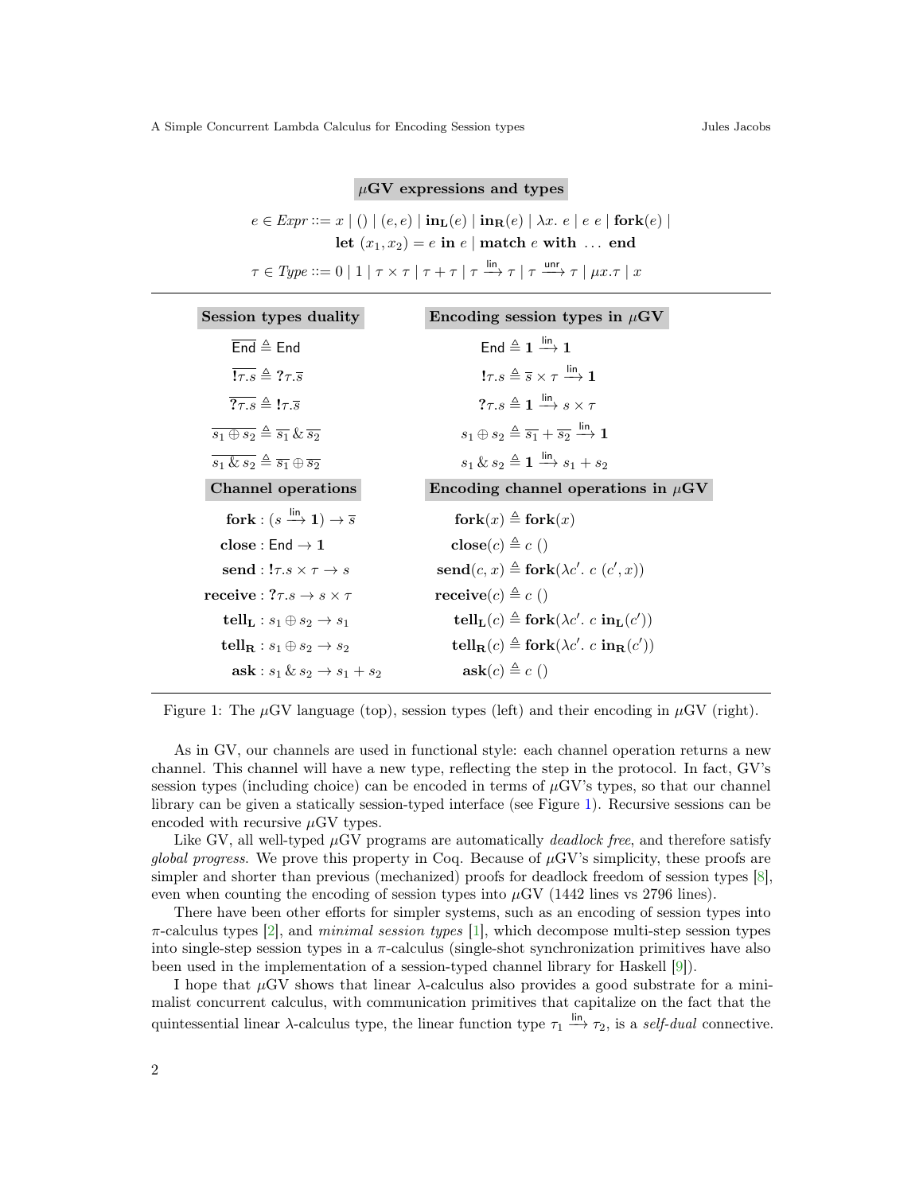**$\mu$GV expressions and types**

$$e \in \mathit{Expr} ::= x \mid () \mid (e, e) \mid \mathbf{in_L}(e) \mid \mathbf{in_R}(e) \mid \lambda x.\ e \mid e\ e \mid \mathbf{fork}(e) \mid$$
$$\mathbf{let}\ (x_1, x_2) = e\ \mathbf{in}\ e \mid \mathbf{match}\ e\ \mathbf{with}\ \ldots\ \mathbf{end}$$

$$\tau \in \mathit{Type} ::= 0 \mid 1 \mid \tau \times \tau \mid \tau + \tau \mid \tau \xrightarrow{\mathsf{lin}} \tau \mid \tau \xrightarrow{\mathsf{unr}} \tau \mid \mu x.\tau \mid x$$

---

| Session types duality | Encoding session types in $\mu$GV |
|---|---|
| $\overline{\mathsf{End}} \triangleq \mathsf{End}$ | $\mathsf{End} \triangleq \mathbf{1} \xrightarrow{\mathsf{lin}} \mathbf{1}$ |
| $\overline{\mathbf{!}\tau.s} \triangleq \mathbf{?}\tau.\overline{s}$ | $\mathbf{!}\tau.s \triangleq \overline{s} \times \tau \xrightarrow{\mathsf{lin}} \mathbf{1}$ |
| $\overline{\mathbf{?}\tau.s} \triangleq \mathbf{!}\tau.\overline{s}$ | $\mathbf{?}\tau.s \triangleq \mathbf{1} \xrightarrow{\mathsf{lin}} s \times \tau$ |
| $\overline{s_1 \oplus s_2} \triangleq \overline{s_1} \,\&\, \overline{s_2}$ | $s_1 \oplus s_2 \triangleq \overline{s_1} + \overline{s_2} \xrightarrow{\mathsf{lin}} \mathbf{1}$ |
| $\overline{s_1 \,\&\, s_2} \triangleq \overline{s_1} \oplus \overline{s_2}$ | $s_1 \,\&\, s_2 \triangleq \mathbf{1} \xrightarrow{\mathsf{lin}} s_1 + s_2$ |

| Channel operations | Encoding channel operations in $\mu$GV |
|---|---|
| $\mathbf{fork} : (s \xrightarrow{\mathsf{lin}} \mathbf{1}) \to \overline{s}$ | $\mathbf{fork}(x) \triangleq \mathbf{fork}(x)$ |
| $\mathbf{close} : \mathsf{End} \to \mathbf{1}$ | $\mathbf{close}(c) \triangleq c\ ()$ |
| $\mathbf{send} : \mathbf{!}\tau.s \times \tau \to s$ | $\mathbf{send}(c, x) \triangleq \mathbf{fork}(\lambda c'.\ c\ (c', x))$ |
| $\mathbf{receive} : \mathbf{?}\tau.s \to s \times \tau$ | $\mathbf{receive}(c) \triangleq c\ ()$ |
| $\mathbf{tell_L} : s_1 \oplus s_2 \to s_1$ | $\mathbf{tell_L}(c) \triangleq \mathbf{fork}(\lambda c'.\ c\ \mathbf{in_L}(c'))$ |
| $\mathbf{tell_R} : s_1 \oplus s_2 \to s_2$ | $\mathbf{tell_R}(c) \triangleq \mathbf{fork}(\lambda c'.\ c\ \mathbf{in_R}(c'))$ |
| $\mathbf{ask} : s_1 \,\&\, s_2 \to s_1 + s_2$ | $\mathbf{ask}(c) \triangleq c\ ()$ |

Figure 1: The $\mu$GV language (top), session types (left) and their encoding in $\mu$GV (right).

As in GV, our channels are used in functional style: each channel operation returns a new channel. This channel will have a new type, reflecting the step in the protocol. In fact, GV's session types (including choice) can be encoded in terms of $\mu$GV's types, so that our channel library can be given a statically session-typed interface (see Figure 1). Recursive sessions can be encoded with recursive $\mu$GV types.

Like GV, all well-typed $\mu$GV programs are automatically *deadlock free*, and therefore satisfy *global progress*. We prove this property in Coq. Because of $\mu$GV's simplicity, these proofs are simpler and shorter than previous (mechanized) proofs for deadlock freedom of session types [8], even when counting the encoding of session types into $\mu$GV (1442 lines vs 2796 lines).

There have been other efforts for simpler systems, such as an encoding of session types into $\pi$-calculus types [2], and *minimal session types* [1], which decompose multi-step session types into single-step session types in a $\pi$-calculus (single-shot synchronization primitives have also been used in the implementation of a session-typed channel library for Haskell [9]).

I hope that $\mu$GV shows that linear $\lambda$-calculus also provides a good substrate for a minimalist concurrent calculus, with communication primitives that capitalize on the fact that the quintessential linear $\lambda$-calculus type, the linear function type $\tau_1 \xrightarrow{\mathsf{lin}} \tau_2$, is a *self-dual* connective.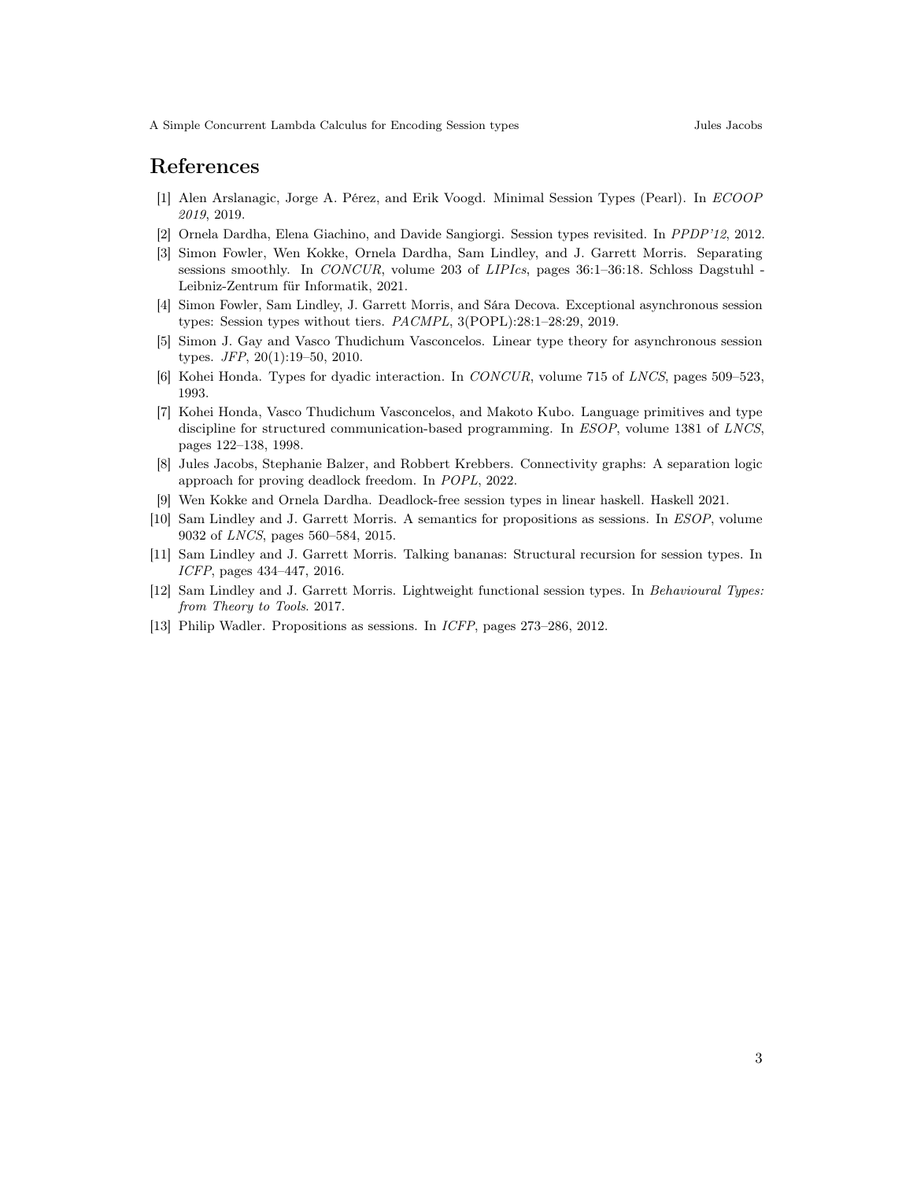# References

[1] Alen Arslanagic, Jorge A. Pérez, and Erik Voogd. Minimal Session Types (Pearl). In *ECOOP 2019*, 2019.

[2] Ornela Dardha, Elena Giachino, and Davide Sangiorgi. Session types revisited. In *PPDP'12*, 2012.

[3] Simon Fowler, Wen Kokke, Ornela Dardha, Sam Lindley, and J. Garrett Morris. Separating sessions smoothly. In *CONCUR*, volume 203 of *LIPIcs*, pages 36:1–36:18. Schloss Dagstuhl - Leibniz-Zentrum für Informatik, 2021.

[4] Simon Fowler, Sam Lindley, J. Garrett Morris, and Sára Decova. Exceptional asynchronous session types: Session types without tiers. *PACMPL*, 3(POPL):28:1–28:29, 2019.

[5] Simon J. Gay and Vasco Thudichum Vasconcelos. Linear type theory for asynchronous session types. *JFP*, 20(1):19–50, 2010.

[6] Kohei Honda. Types for dyadic interaction. In *CONCUR*, volume 715 of *LNCS*, pages 509–523, 1993.

[7] Kohei Honda, Vasco Thudichum Vasconcelos, and Makoto Kubo. Language primitives and type discipline for structured communication-based programming. In *ESOP*, volume 1381 of *LNCS*, pages 122–138, 1998.

[8] Jules Jacobs, Stephanie Balzer, and Robbert Krebbers. Connectivity graphs: A separation logic approach for proving deadlock freedom. In *POPL*, 2022.

[9] Wen Kokke and Ornela Dardha. Deadlock-free session types in linear haskell. Haskell 2021.

[10] Sam Lindley and J. Garrett Morris. A semantics for propositions as sessions. In *ESOP*, volume 9032 of *LNCS*, pages 560–584, 2015.

[11] Sam Lindley and J. Garrett Morris. Talking bananas: Structural recursion for session types. In *ICFP*, pages 434–447, 2016.

[12] Sam Lindley and J. Garrett Morris. Lightweight functional session types. In *Behavioural Types: from Theory to Tools*. 2017.

[13] Philip Wadler. Propositions as sessions. In *ICFP*, pages 273–286, 2012.